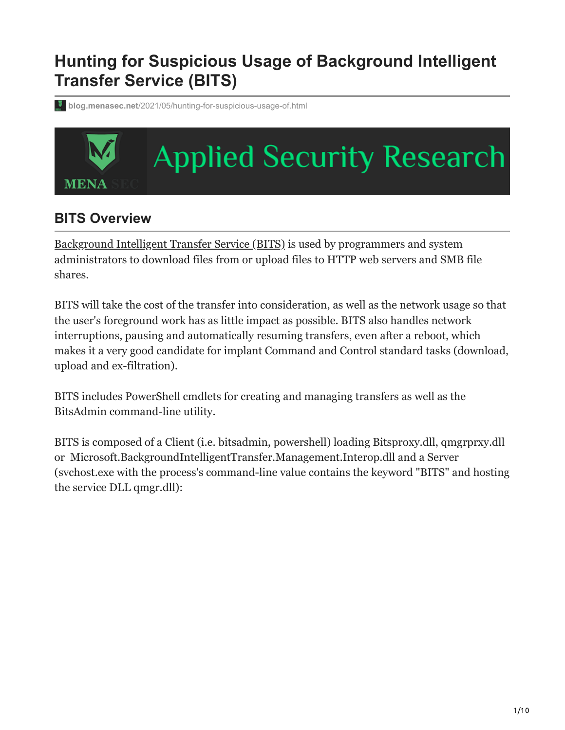# Hunting for Suspicious Usage of Background Intelligent Transfer Service (BITS)

blog.menasec.net/2021/05/hunting-for-suspicious-usage-of.html

## BITS Overview

Background Intelligent Transfer Service (BITS) is used by programmers and system administrators to download files from or upload files to HTTP web servers and SMB file shares.

BITS will take the cost of the transfer into consideration, as well as the network usage so that the user's foreground work has as little impact as possible. BITS also handles network interruptions, pausing and automatically resuming transfers, even after a reboot, which makes it a very good candidate for implant Command and Control standard tasks (download, upload and ex-filtration).

BITS includes PowerShell cmdlets for creating and managing transfers as well as the BitsAdmin command-line utility.

BITS is composed of a Client (i.e. bitsadmin, powershell) loading Bitsproxy.dll, qmgrprxy.dll or Microsoft.BackgroundIntelligentTransfer.Management.Interop.dll and a Server (svchost.exe with the process's command-line value contains the keyword "BITS" and hosting the service DLL qmgr.dll):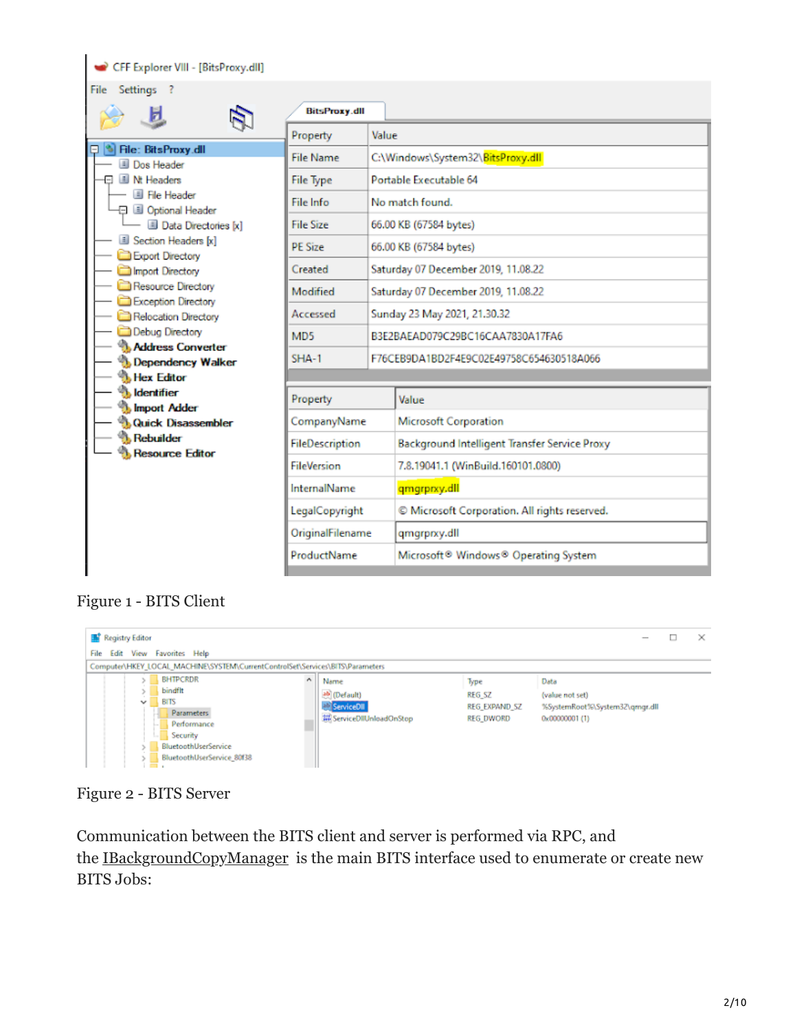Figure 1 - BITS Client

Figure 2 - BITS Server

Communication between the BITS client and server is performed via RPC, and the IBackgroundCopyManager is the main BITS interface used to enumerate or create new BITS Jobs: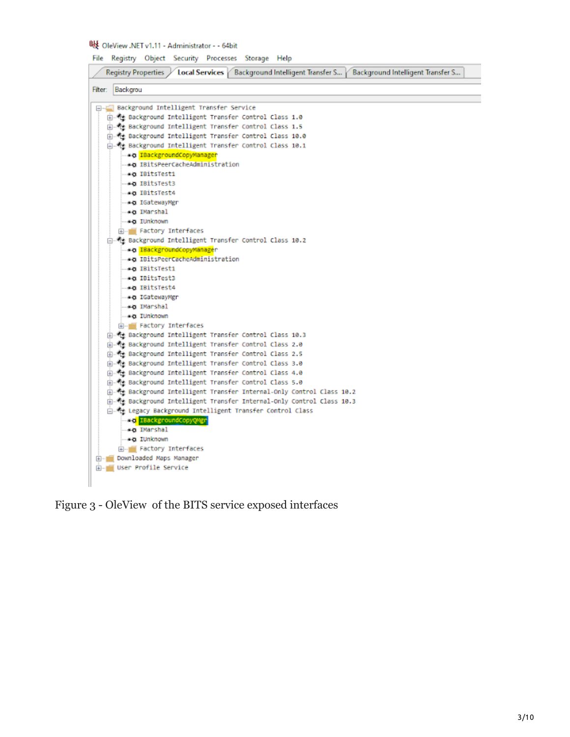```
OleView .NET v1.11 - Administrator - - 64bit
File  Registry  Object  Security  Processes  Storage  Help
Registry Properties | Local Services | Background Intelligent Transfer S... | Background Intelligent Transfer S...
Filter: Backgrou

Background Intelligent Transfer Service
    Background Intelligent Transfer Control Class 1.0
    Background Intelligent Transfer Control Class 1.5
    Background Intelligent Transfer Control Class 10.0
    Background Intelligent Transfer Control Class 10.1
        IBackgroundCopyManager
        IBitsPeerCacheAdministration
        IBitsTest1
        IBitsTest3
        IBitsTest4
        IGatewayMgr
        IMarshal
        IUnknown
        Factory Interfaces
    Background Intelligent Transfer Control Class 10.2
        IBackgroundCopyManager
        IBitsPeerCacheAdministration
        IBitsTest1
        IBitsTest3
        IBitsTest4
        IGatewayMgr
        IMarshal
        IUnknown
        Factory Interfaces
    Background Intelligent Transfer Control Class 10.3
    Background Intelligent Transfer Control Class 2.0
    Background Intelligent Transfer Control Class 2.5
    Background Intelligent Transfer Control Class 3.0
    Background Intelligent Transfer Control Class 4.0
    Background Intelligent Transfer Control Class 5.0
    Background Intelligent Transfer Internal-Only Control Class 10.2
    Background Intelligent Transfer Internal-Only Control Class 10.3
    Legacy Background Intelligent Transfer Control Class
        IBackgroundCopyQMgr
        IMarshal
        IUnknown
        Factory Interfaces
Downloaded Maps Manager
User Profile Service
```

Figure 3 - OleView of the BITS service exposed interfaces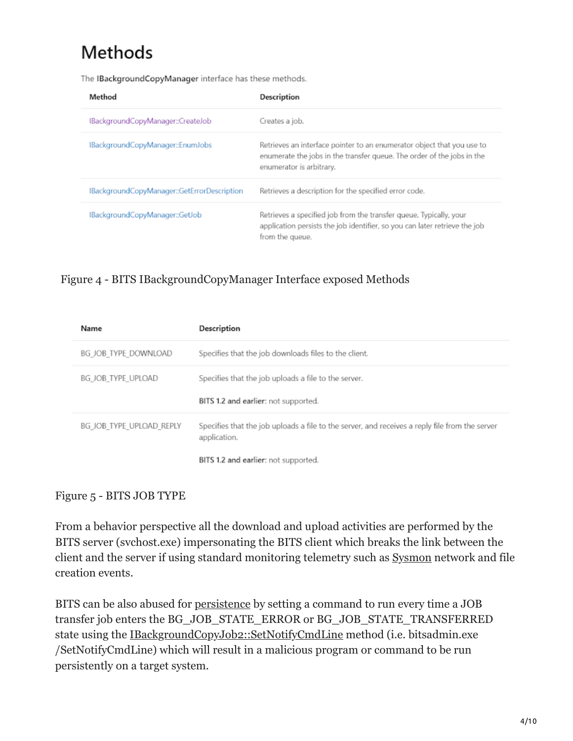## Methods

The **IBackgroundCopyManager** interface has these methods.

| Method | Description |
|---|---|
| IBackgroundCopyManager::CreateJob | Creates a job. |
| IBackgroundCopyManager::EnumJobs | Retrieves an interface pointer to an enumerator object that you use to enumerate the jobs in the transfer queue. The order of the jobs in the enumerator is arbitrary. |
| IBackgroundCopyManager::GetErrorDescription | Retrieves a description for the specified error code. |
| IBackgroundCopyManager::GetJob | Retrieves a specified job from the transfer queue. Typically, your application persists the job identifier, so you can later retrieve the job from the queue. |

Figure 4 - BITS IBackgroundCopyManager Interface exposed Methods

| Name | Description |
|---|---|
| BG_JOB_TYPE_DOWNLOAD | Specifies that the job downloads files to the client. |
| BG_JOB_TYPE_UPLOAD | Specifies that the job uploads a file to the server. **BITS 1.2 and earlier:** not supported. |
| BG_JOB_TYPE_UPLOAD_REPLY | Specifies that the job uploads a file to the server, and receives a reply file from the server application. **BITS 1.2 and earlier:** not supported. |

Figure 5 - BITS JOB TYPE

From a behavior perspective all the download and upload activities are performed by the BITS server (svchost.exe) impersonating the BITS client which breaks the link between the client and the server if using standard monitoring telemetry such as Sysmon network and file creation events.

BITS can be also abused for persistence by setting a command to run every time a JOB transfer job enters the BG_JOB_STATE_ERROR or BG_JOB_STATE_TRANSFERRED state using the IBackgroundCopyJob2::SetNotifyCmdLine method (i.e. bitsadmin.exe /SetNotifyCmdLine) which will result in a malicious program or command to be run persistently on a target system.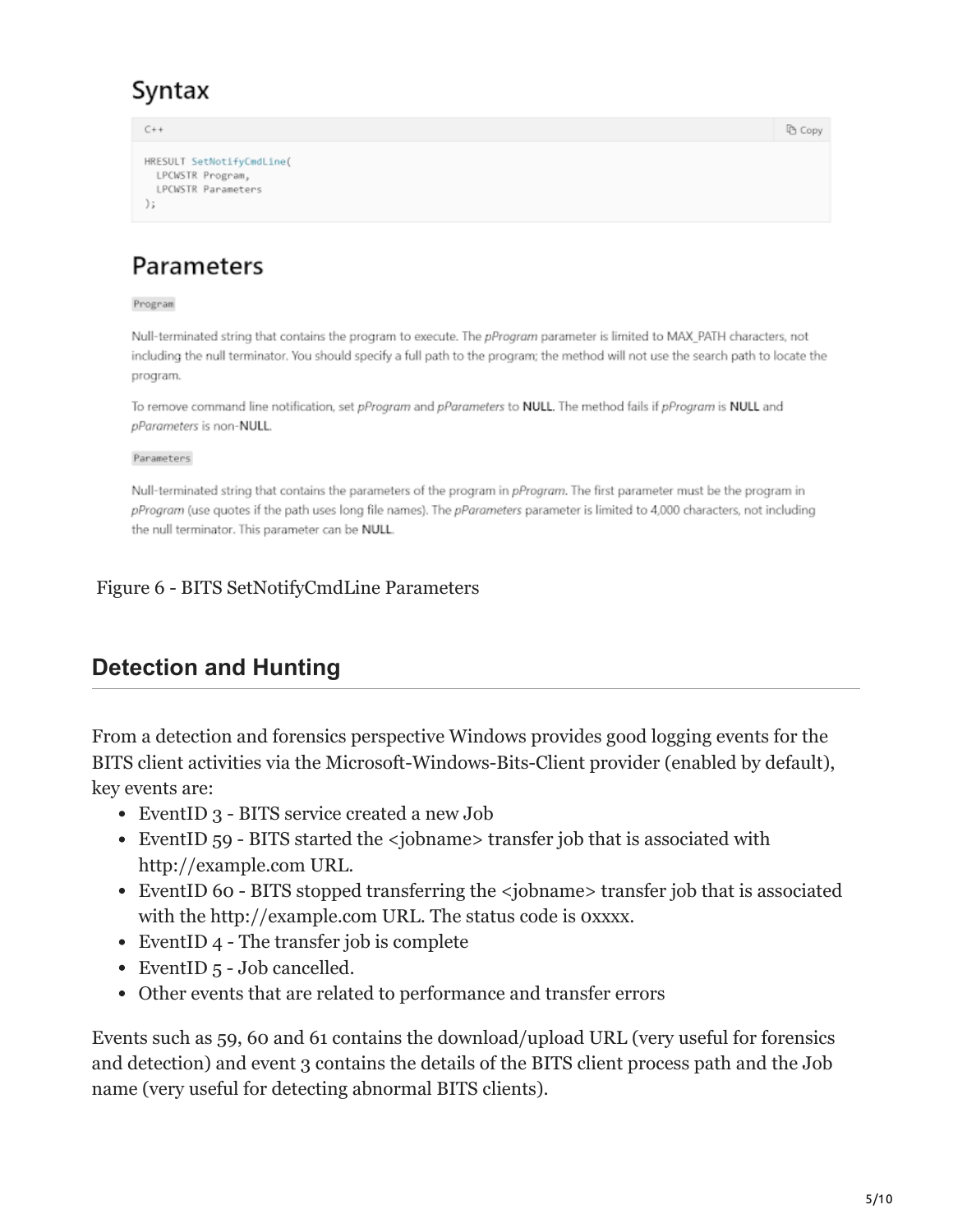## Syntax

```
C++

HRESULT SetNotifyCmdLine(
  LPCWSTR Program,
  LPCWSTR Parameters
);
```

## Parameters

`Program`

Null-terminated string that contains the program to execute. The *pProgram* parameter is limited to MAX_PATH characters, not including the null terminator. You should specify a full path to the program; the method will not use the search path to locate the program.

To remove command line notification, set *pProgram* and *pParameters* to **NULL**. The method fails if *pProgram* is **NULL** and *pParameters* is non-**NULL**.

`Parameters`

Null-terminated string that contains the parameters of the program in *pProgram*. The first parameter must be the program in *pProgram* (use quotes if the path uses long file names). The *pParameters* parameter is limited to 4,000 characters, not including the null terminator. This parameter can be **NULL**.

Figure 6 - BITS SetNotifyCmdLine Parameters

## Detection and Hunting

From a detection and forensics perspective Windows provides good logging events for the BITS client activities via the Microsoft-Windows-Bits-Client provider (enabled by default), key events are:

- EventID 3 - BITS service created a new Job
- EventID 59 - BITS started the <jobname> transfer job that is associated with http://example.com URL.
- EventID 60 - BITS stopped transferring the <jobname> transfer job that is associated with the http://example.com URL. The status code is 0xxxx.
- EventID 4 - The transfer job is complete
- EventID 5 - Job cancelled.
- Other events that are related to performance and transfer errors

Events such as 59, 60 and 61 contains the download/upload URL (very useful for forensics and detection) and event 3 contains the details of the BITS client process path and the Job name (very useful for detecting abnormal BITS clients).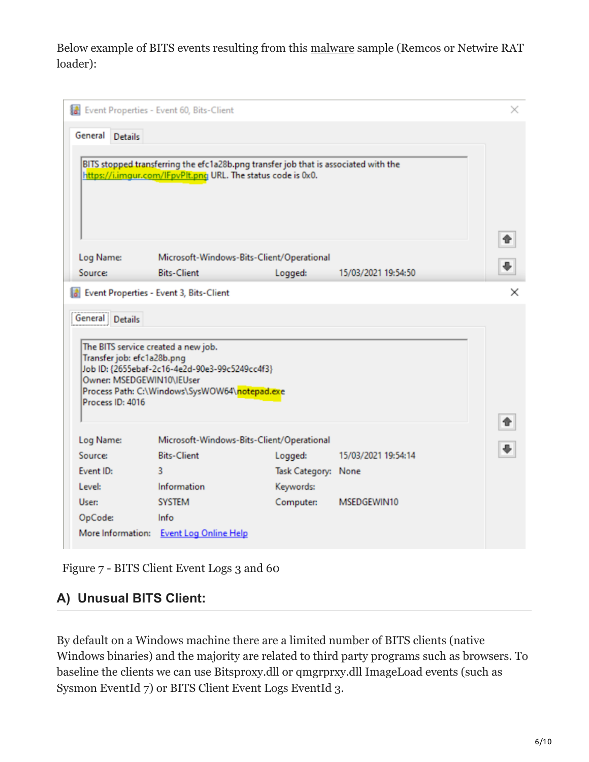Below example of BITS events resulting from this malware sample (Remcos or Netwire RAT loader):

Event Properties - Event 60, Bits-Client

General | Details

BITS stopped transferring the efc1a28b.png transfer job that is associated with the https://i.imgur.com/lFpvPlt.png URL. The status code is 0x0.

Log Name: Microsoft-Windows-Bits-Client/Operational
Source: Bits-Client Logged: 15/03/2021 19:54:50

Event Properties - Event 3, Bits-Client

General | Details

The BITS service created a new job.
Transfer job: efc1a28b.png
Job ID: {2655ebaf-2c16-4e2d-90e3-99c5249cc4f3}
Owner: MSEDGEWIN10\IEUser
Process Path: C:\Windows\SysWOW64\notepad.exe
Process ID: 4016

| | | | |
|---|---|---|---|
| Log Name: | Microsoft-Windows-Bits-Client/Operational | | |
| Source: | Bits-Client | Logged: | 15/03/2021 19:54:14 |
| Event ID: | 3 | Task Category: | None |
| Level: | Information | Keywords: | |
| User: | SYSTEM | Computer: | MSEDGEWIN10 |
| OpCode: | Info | | |
| More Information: | Event Log Online Help | | |

Figure 7 - BITS Client Event Logs 3 and 60

## A) Unusual BITS Client:

By default on a Windows machine there are a limited number of BITS clients (native Windows binaries) and the majority are related to third party programs such as browsers. To baseline the clients we can use Bitsproxy.dll or qmgrprxy.dll ImageLoad events (such as Sysmon EventId 7) or BITS Client Event Logs EventId 3.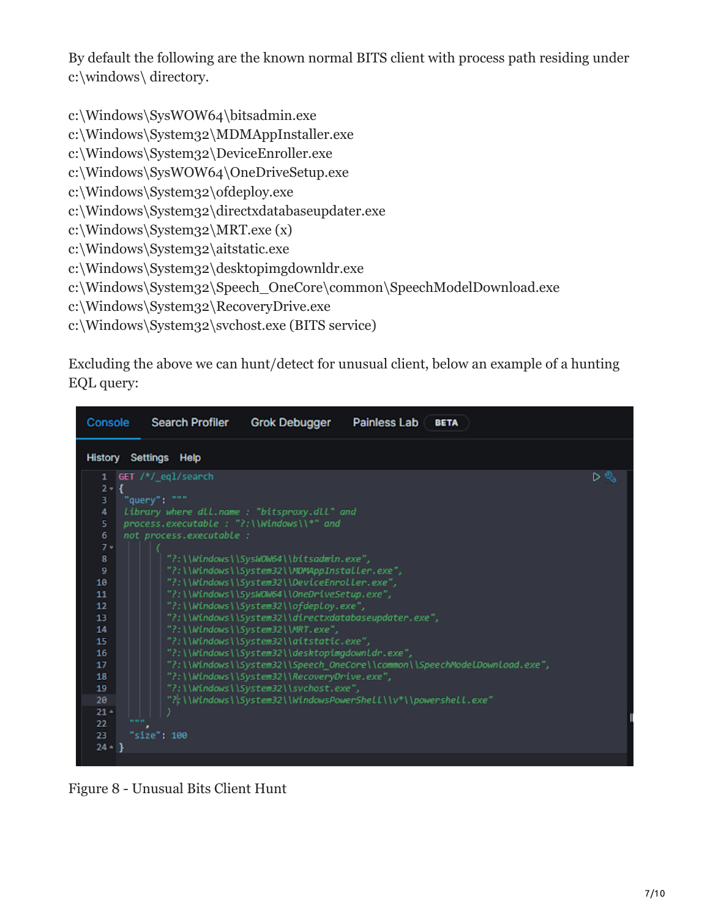By default the following are the known normal BITS client with process path residing under c:\windows\ directory.

c:\Windows\SysWOW64\bitsadmin.exe
c:\Windows\System32\MDMAppInstaller.exe
c:\Windows\System32\DeviceEnroller.exe
c:\Windows\SysWOW64\OneDriveSetup.exe
c:\Windows\System32\ofdeploy.exe
c:\Windows\System32\directxdatabaseupdater.exe
c:\Windows\System32\MRT.exe (x)
c:\Windows\System32\aitstatic.exe
c:\Windows\System32\desktopimgdownldr.exe
c:\Windows\System32\Speech_OneCore\common\SpeechModelDownload.exe
c:\Windows\System32\RecoveryDrive.exe
c:\Windows\System32\svchost.exe (BITS service)

Excluding the above we can hunt/detect for unusual client, below an example of a hunting EQL query:

```
GET /*/_eql/search
{
  "query": """
  library where dll.name : "bitsproxy.dll" and
  process.executable : "?:\\Windows\\*" and
  not process.executable :
      (
        "?:\\Windows\\SysWOW64\\bitsadmin.exe",
        "?:\\Windows\\System32\\MDMAppInstaller.exe",
        "?:\\Windows\\System32\\DeviceEnroller.exe",
        "?:\\Windows\\SysWOW64\\OneDriveSetup.exe",
        "?:\\Windows\\System32\\ofdeploy.exe",
        "?:\\Windows\\System32\\directxdatabaseupdater.exe",
        "?:\\Windows\\System32\\MRT.exe",
        "?:\\Windows\\System32\\aitstatic.exe",
        "?:\\Windows\\System32\\desktopimgdownldr.exe",
        "?:\\Windows\\System32\\Speech_OneCore\\common\\SpeechModelDownload.exe",
        "?:\\Windows\\System32\\RecoveryDrive.exe",
        "?:\\Windows\\System32\\svchost.exe",
        "?:\\Windows\\System32\\WindowsPowerShell\\v*\\powershell.exe"
      )
   """,
   "size": 100
}
```

Figure 8 - Unusual Bits Client Hunt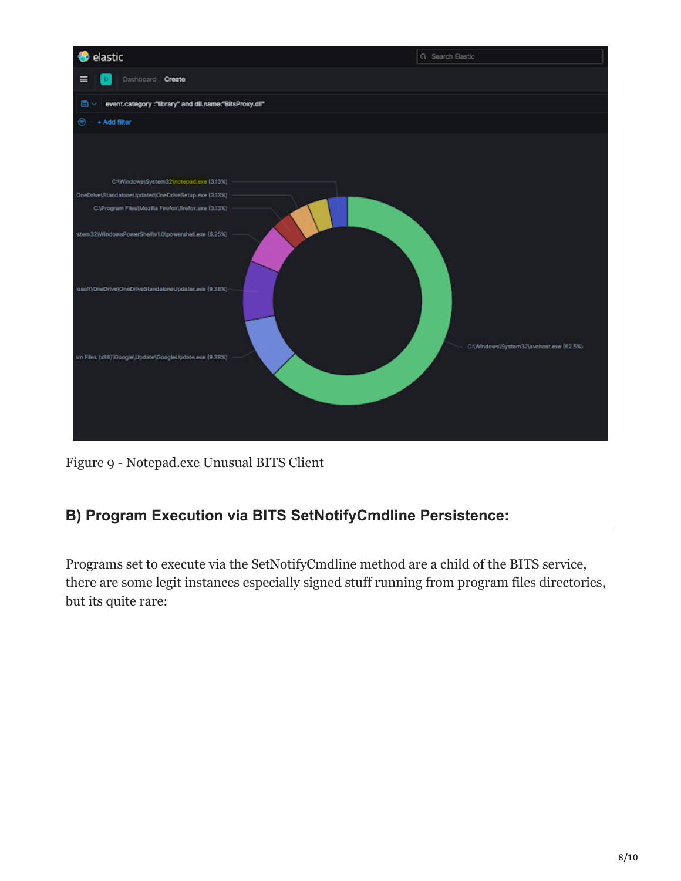Figure 9 - Notepad.exe Unusual BITS Client

## B) Program Execution via BITS SetNotifyCmdline Persistence:

Programs set to execute via the SetNotifyCmdline method are a child of the BITS service, there are some legit instances especially signed stuff running from program files directories, but its quite rare: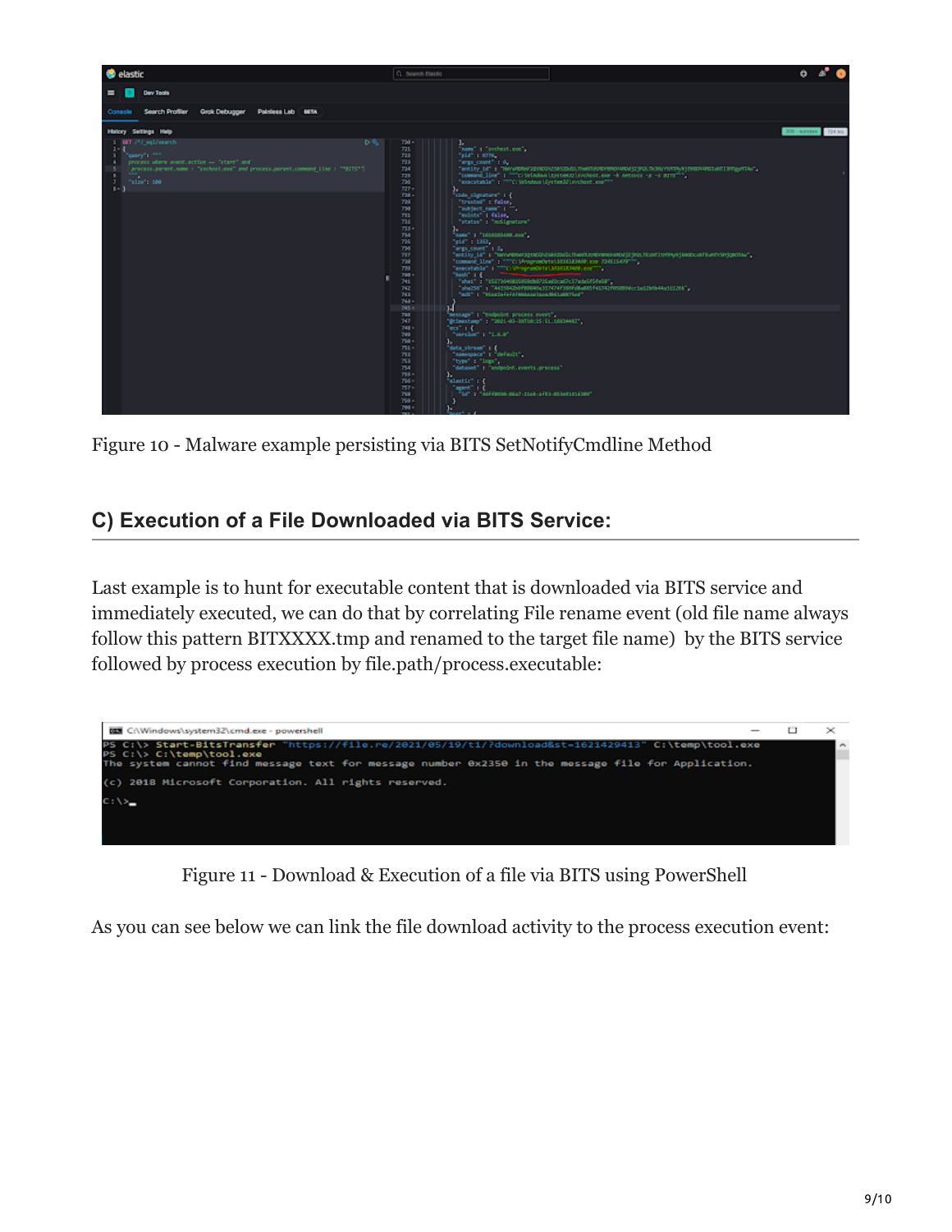Figure 10 - Malware example persisting via BITS SetNotifyCmdline Method

## C) Execution of a File Downloaded via BITS Service:

Last example is to hunt for executable content that is downloaded via BITS service and immediately executed, we can do that by correlating File rename event (old file name always follow this pattern BITXXXX.tmp and renamed to the target file name)  by the BITS service followed by process execution by file.path/process.executable:

Figure 11 - Download & Execution of a file via BITS using PowerShell

As you can see below we can link the file download activity to the process execution event: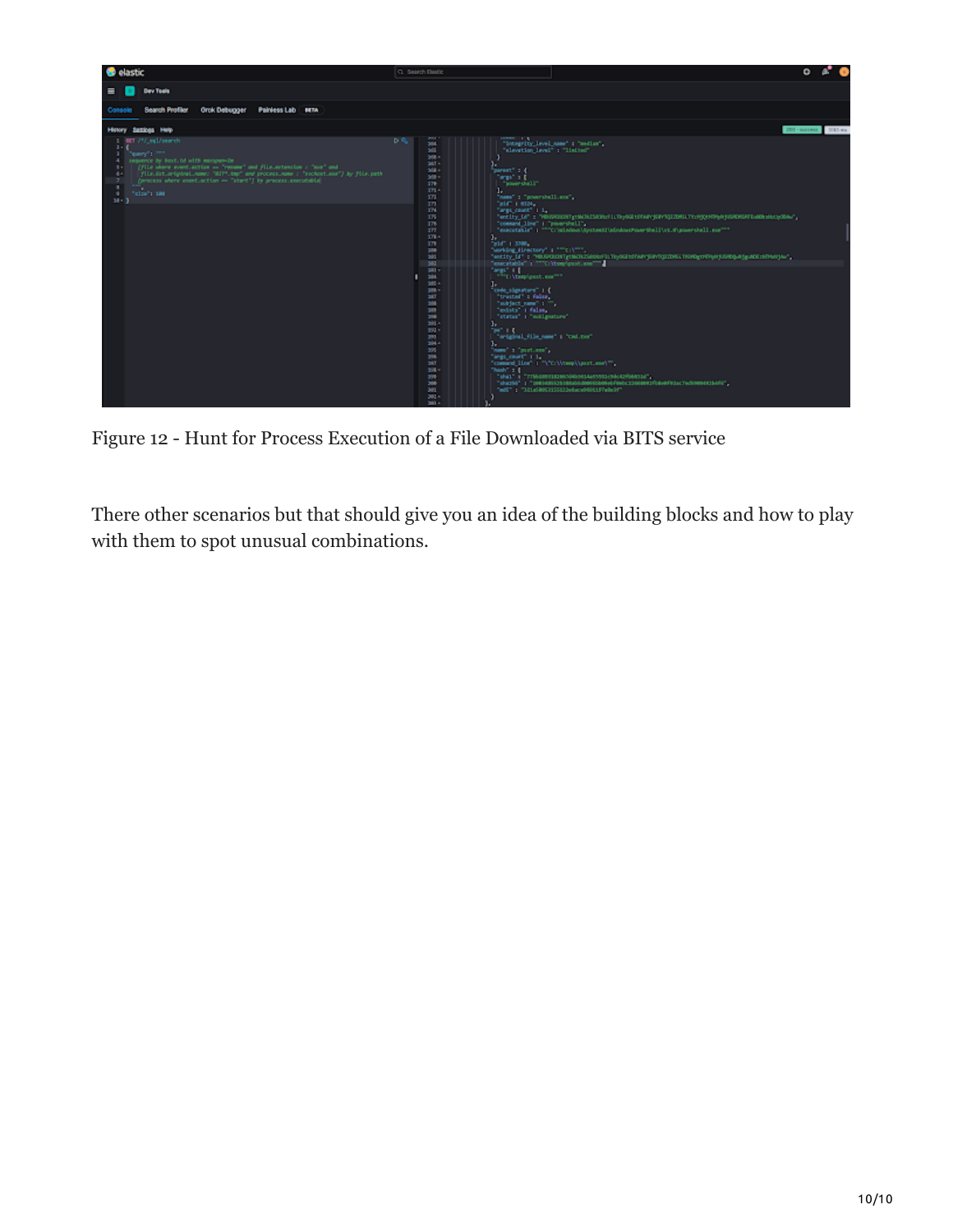Figure 12 - Hunt for Process Execution of a File Downloaded via BITS service

There other scenarios but that should give you an idea of the building blocks and how to play with them to spot unusual combinations.